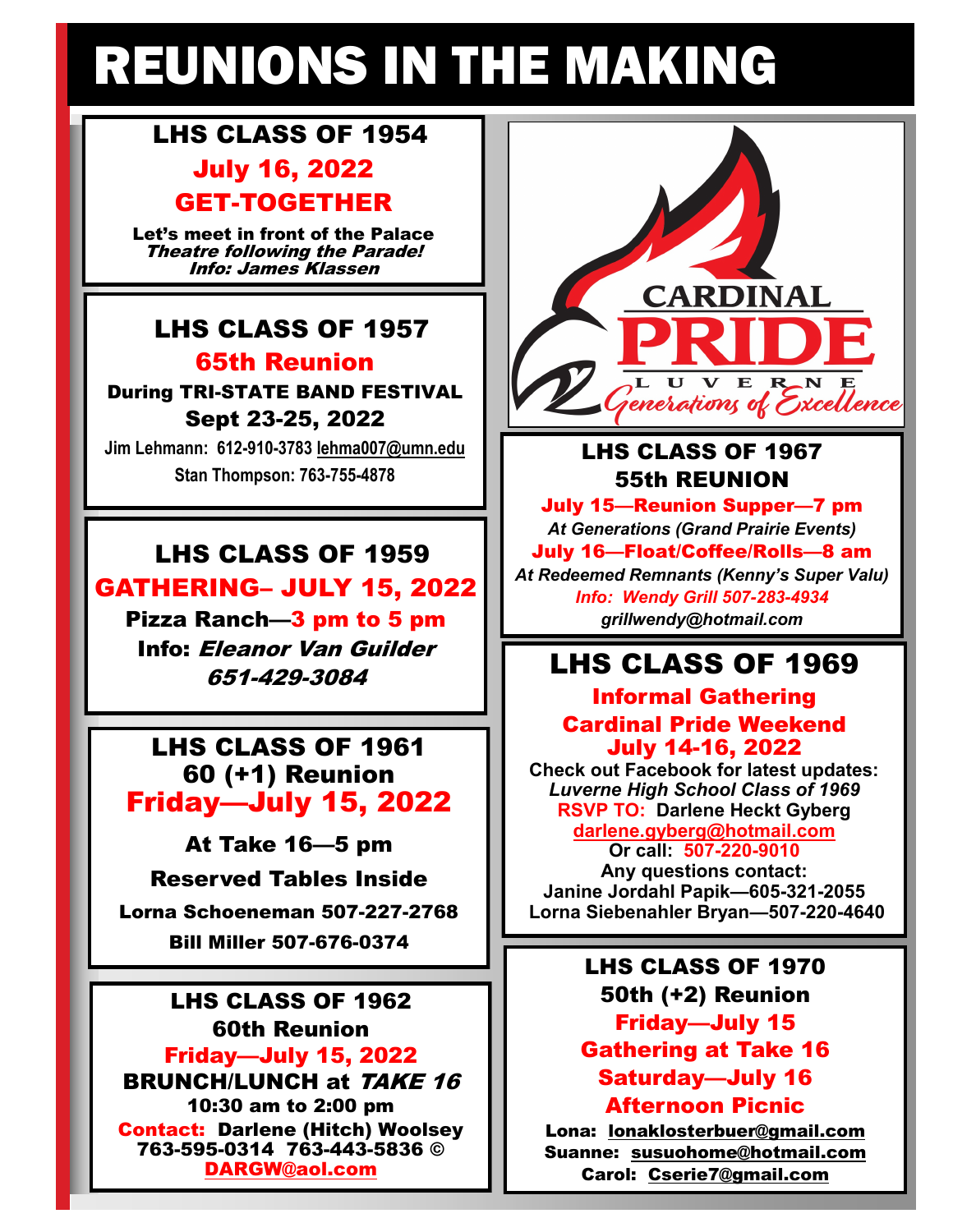# REUNIONS IN THE MAKING

## LHS CLASS OF 1954

**July 16, 2022**

**GET-TOGETHER**

**Let's meet in front of the Palace *Theatre following the Parade! Info: James Klassen***

## LHS CLASS OF 1957

**65th Reunion**

**During TRI-STATE BAND FESTIVAL**

**Sept 23-25, 2022**

Jim Lehmann: 612-910-3783 lehma007@umn.edu

Stan Thompson: 763-755-4878

## LHS CLASS OF 1959

**GATHERING– JULY 15, 2022**

**Pizza Ranch—3 pm to 5 pm**

**Info: *Eleanor Van Guilder 651-429-3084***

## LHS CLASS OF 1961

**60 (+1) Reunion**

**Friday—July 15, 2022**

**At Take 16—5 pm**

**Reserved Tables Inside**

**Lorna Schoeneman 507-227-2768**

**Bill Miller 507-676-0374**

## LHS CLASS OF 1962

**60th Reunion**

**Friday—July 15, 2022**

**BRUNCH/LUNCH at *TAKE 16***

**10:30 am to 2:00 pm**

**Contact: Darlene (Hitch) Woolsey**

**763-595-0314 763-443-5836 ©**

**DARGW@aol.com**

CARDINAL PRIDE
LUVERNE
Generations of Excellence

## LHS CLASS OF 1967

**55th REUNION**

**July 15—Reunion Supper—7 pm**

***At Generations (Grand Prairie Events)***

**July 16—Float/Coffee/Rolls—8 am**

***At Redeemed Remnants (Kenny's Super Valu)***

***Info: Wendy Grill 507-283-4934***

***grillwendy@hotmail.com***

## LHS CLASS OF 1969

**Informal Gathering**

**Cardinal Pride Weekend**

**July 14-16, 2022**

Check out Facebook for latest updates:
*Luverne High School Class of 1969*

RSVP TO: Darlene Heckt Gyberg
darlene.gyberg@hotmail.com
Or call: 507-220-9010

Any questions contact:
Janine Jordahl Papik—605-321-2055
Lorna Siebenahler Bryan—507-220-4640

## LHS CLASS OF 1970

**50th (+2) Reunion**

**Friday—July 15**

**Gathering at Take 16**

**Saturday—July 16**

**Afternoon Picnic**

**Lona: lonaklosterbuer@gmail.com**

**Suanne: susuohome@hotmail.com**

**Carol: Cserie7@gmail.com**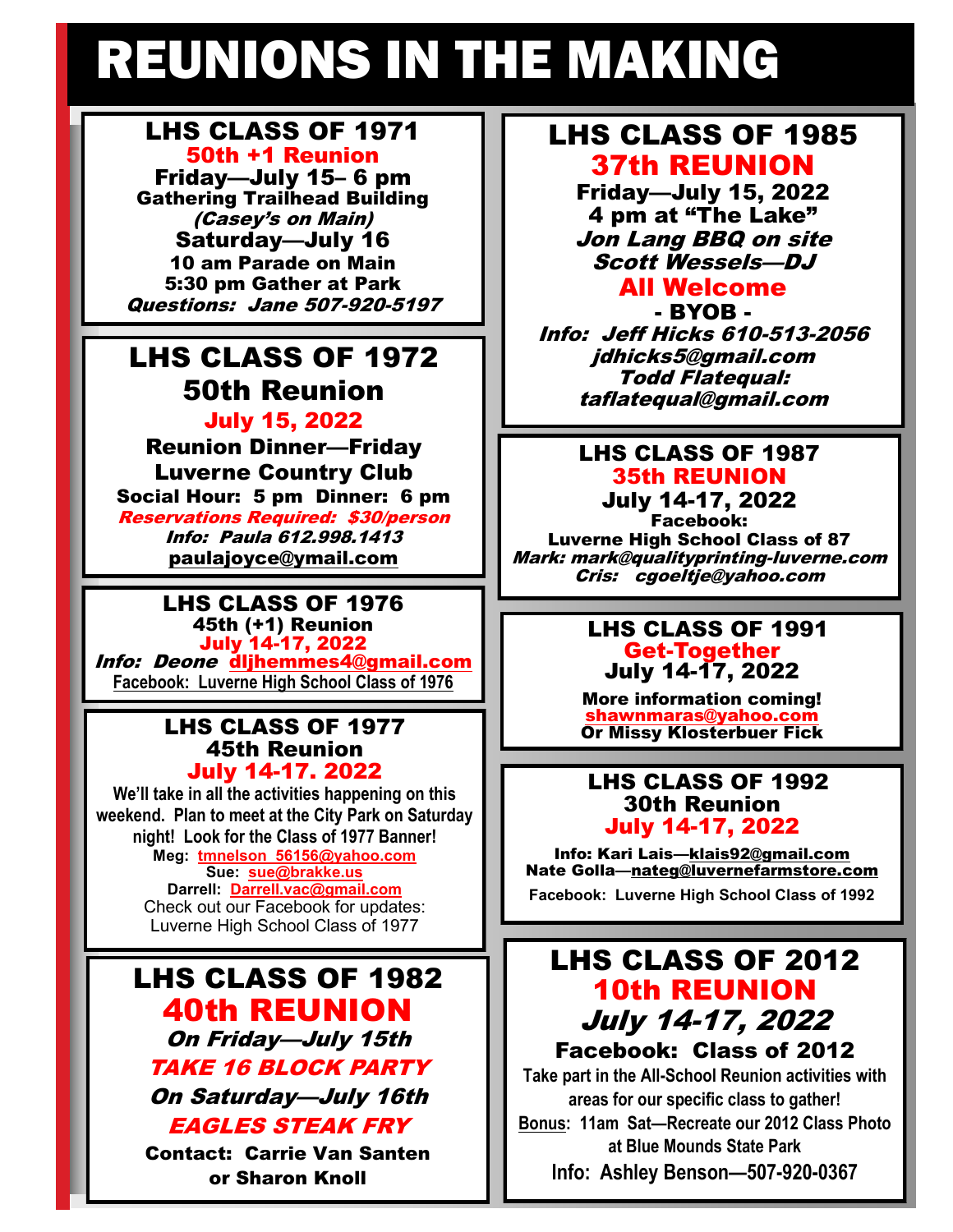# REUNIONS IN THE MAKING

## LHS CLASS OF 1971

**50th +1 Reunion**

**Friday—July 15– 6 pm**

**Gathering Trailhead Building**

***(Casey's on Main)***

**Saturday—July 16**

**10 am Parade on Main**

**5:30 pm Gather at Park**

***Questions: Jane 507-920-5197***

## LHS CLASS OF 1972

**50th Reunion**

**July 15, 2022**

**Reunion Dinner—Friday**

**Luverne Country Club**

**Social Hour: 5 pm Dinner: 6 pm**

***Reservations Required: $30/person***

***Info: Paula 612.998.1413***

**paulajoyce@ymail.com**

## LHS CLASS OF 1976

**45th (+1) Reunion**

**July 14-17, 2022**

***Info: Deone*** **dljhemmes4@gmail.com**

Facebook: Luverne High School Class of 1976

## LHS CLASS OF 1977

**45th Reunion**

**July 14-17. 2022**

We'll take in all the activities happening on this weekend. Plan to meet at the City Park on Saturday night! Look for the Class of 1977 Banner!

**Meg: tmnelson_56156@yahoo.com**

**Sue: sue@brakke.us**

**Darrell: Darrell.vac@gmail.com**

Check out our Facebook for updates:
Luverne High School Class of 1977

## LHS CLASS OF 1982

**40th REUNION**

***On Friday—July 15th***

***TAKE 16 BLOCK PARTY***

***On Saturday—July 16th***

***EAGLES STEAK FRY***

**Contact: Carrie Van Santen or Sharon Knoll**

## LHS CLASS OF 1985

**37th REUNION**

**Friday—July 15, 2022**

**4 pm at "The Lake"**

***Jon Lang BBQ on site***

***Scott Wessels—DJ***

**All Welcome**

**- BYOB -**

***Info: Jeff Hicks 610-513-2056***

***jdhicks5@gmail.com***

***Todd Flatequal:***

***taflatequal@gmail.com***

## LHS CLASS OF 1987

**35th REUNION**

**July 14-17, 2022**

**Facebook:**

**Luverne High School Class of 87**

***Mark: mark@qualityprinting-luverne.com***

***Cris: cgoeltje@yahoo.com***

## LHS CLASS OF 1991

**Get-Together**

**July 14-17, 2022**

**More information coming!**

**shawnmaras@yahoo.com**

**Or Missy Klosterbuer Fick**

## LHS CLASS OF 1992

**30th Reunion**

**July 14-17, 2022**

**Info: Kari Lais—klais92@gmail.com**

**Nate Golla—nateg@luvernefarmstore.com**

**Facebook: Luverne High School Class of 1992**

## LHS CLASS OF 2012

**10th REUNION**

***July 14-17, 2022***

**Facebook: Class of 2012**

Take part in the All-School Reunion activities with areas for our specific class to gather!

Bonus: 11am Sat—Recreate our 2012 Class Photo at Blue Mounds State Park

Info: Ashley Benson—507-920-0367